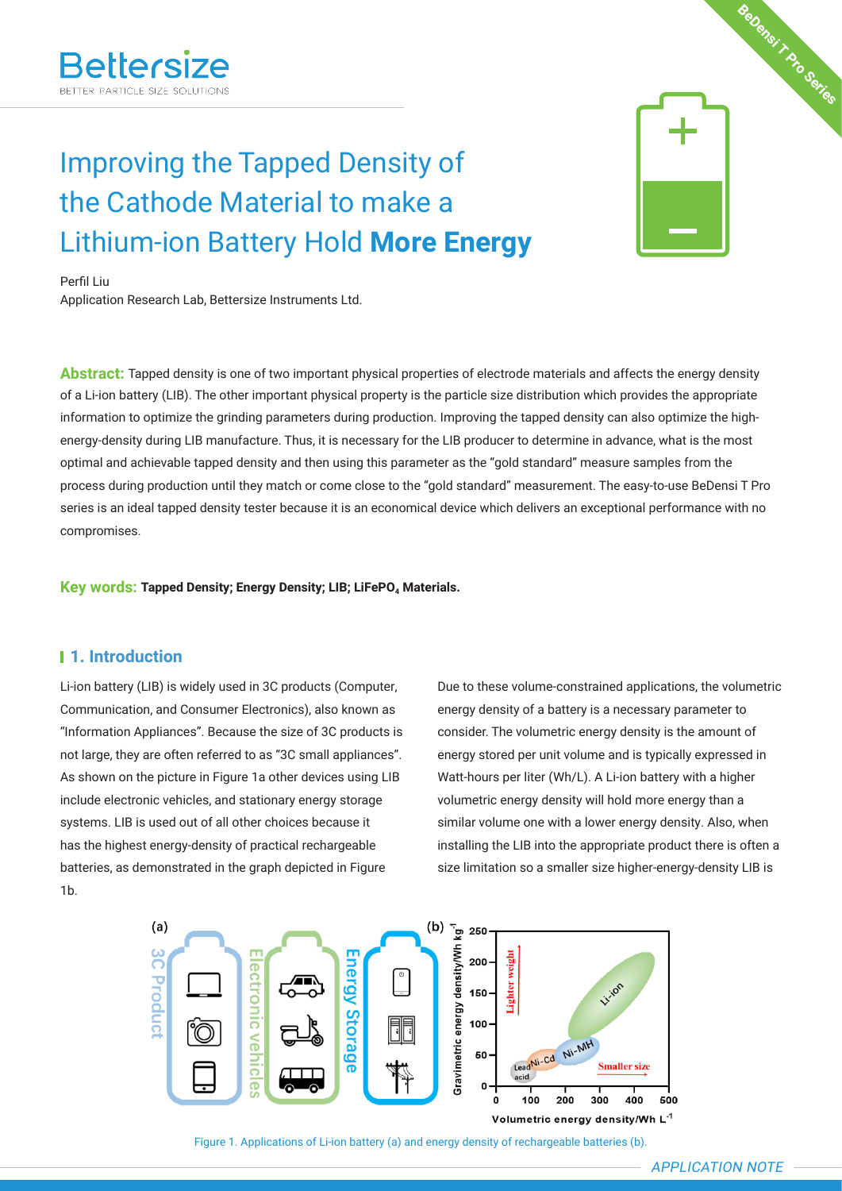# Improving the Tapped Density of the Cathode Material to make a Lithium-ion Battery Hold **More Energy**

Perfil Liu

Application Research Lab, Bettersize Instruments Ltd.

**Abstract:** Tapped density is one of two important physical properties of electrode materials and affects the energy density of a Li-ion battery (LIB). The other important physical property is the particle size distribution which provides the appropriate information to optimize the grinding parameters during production. Improving the tapped density can also optimize the high-energy-density during LIB manufacture. Thus, it is necessary for the LIB producer to determine in advance, what is the most optimal and achievable tapped density and then using this parameter as the "gold standard" measure samples from the process during production until they match or come close to the "gold standard" measurement. The easy-to-use BeDensi T Pro series is an ideal tapped density tester because it is an economical device which delivers an exceptional performance with no compromises.

**Key words:** **Tapped Density; Energy Density; LIB; $LiFePO_4$ Materials.**

## 1. Introduction

Li-ion battery (LIB) is widely used in 3C products (Computer, Communication, and Consumer Electronics), also known as "Information Appliances". Because the size of 3C products is not large, they are often referred to as "3C small appliances". As shown on the picture in Figure 1a other devices using LIB include electronic vehicles, and stationary energy storage systems. LIB is used out of all other choices because it has the highest energy-density of practical rechargeable batteries, as demonstrated in the graph depicted in Figure 1b.

Due to these volume-constrained applications, the volumetric energy density of a battery is a necessary parameter to consider. The volumetric energy density is the amount of energy stored per unit volume and is typically expressed in Watt-hours per liter (Wh/L). A Li-ion battery with a higher volumetric energy density will hold more energy than a similar volume one with a lower energy density. Also, when installing the LIB into the appropriate product there is often a size limitation so a smaller size higher-energy-density LIB is

Figure 1. Applications of Li-ion battery (a) and energy density of rechargeable batteries (b).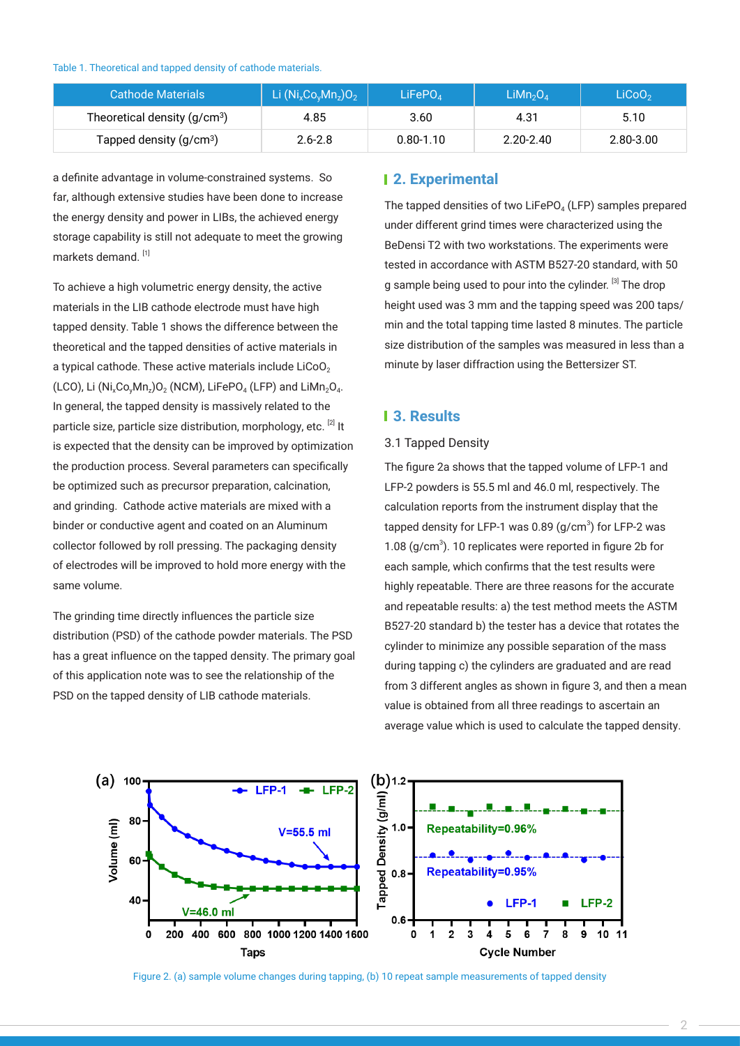Table 1. Theoretical and tapped density of cathode materials.

| Cathode Materials | Li $(Ni_xCo_yMn_z)O_2$ | $LiFePO_4$ | $LiMn_2O_4$ | $LiCoO_2$ |
|---|---|---|---|---|
| Theoretical density ($g/cm^3$) | 4.85 | 3.60 | 4.31 | 5.10 |
| Tapped density ($g/cm^3$) | 2.6-2.8 | 0.80-1.10 | 2.20-2.40 | 2.80-3.00 |

a definite advantage in volume-constrained systems. So far, although extensive studies have been done to increase the energy density and power in LIBs, the achieved energy storage capability is still not adequate to meet the growing markets demand. [1]

To achieve a high volumetric energy density, the active materials in the LIB cathode electrode must have high tapped density. Table 1 shows the difference between the theoretical and the tapped densities of active materials in a typical cathode. These active materials include $LiCoO_2$ (LCO), Li $(Ni_xCo_yMn_z)O_2$ (NCM), $LiFePO_4$ (LFP) and $LiMn_2O_4$. In general, the tapped density is massively related to the particle size, particle size distribution, morphology, etc. [2] It is expected that the density can be improved by optimization the production process. Several parameters can specifically be optimized such as precursor preparation, calcination, and grinding. Cathode active materials are mixed with a binder or conductive agent and coated on an Aluminum collector followed by roll pressing. The packaging density of electrodes will be improved to hold more energy with the same volume.

The grinding time directly influences the particle size distribution (PSD) of the cathode powder materials. The PSD has a great influence on the tapped density. The primary goal of this application note was to see the relationship of the PSD on the tapped density of LIB cathode materials.

## 2. Experimental

The tapped densities of two $LiFePO_4$ (LFP) samples prepared under different grind times were characterized using the BeDensi T2 with two workstations. The experiments were tested in accordance with ASTM B527-20 standard, with 50 g sample being used to pour into the cylinder. [3] The drop height used was 3 mm and the tapping speed was 200 taps/min and the total tapping time lasted 8 minutes. The particle size distribution of the samples was measured in less than a minute by laser diffraction using the Bettersizer ST.

## 3. Results

### 3.1 Tapped Density

The figure 2a shows that the tapped volume of LFP-1 and LFP-2 powders is 55.5 ml and 46.0 ml, respectively. The calculation reports from the instrument display that the tapped density for LFP-1 was 0.89 ($g/cm^3$) for LFP-2 was 1.08 ($g/cm^3$). 10 replicates were reported in figure 2b for each sample, which confirms that the test results were highly repeatable. There are three reasons for the accurate and repeatable results: a) the test method meets the ASTM B527-20 standard b) the tester has a device that rotates the cylinder to minimize any possible separation of the mass during tapping c) the cylinders are graduated and are read from 3 different angles as shown in figure 3, and then a mean value is obtained from all three readings to ascertain an average value which is used to calculate the tapped density.

Figure 2. (a) sample volume changes during tapping, (b) 10 repeat sample measurements of tapped density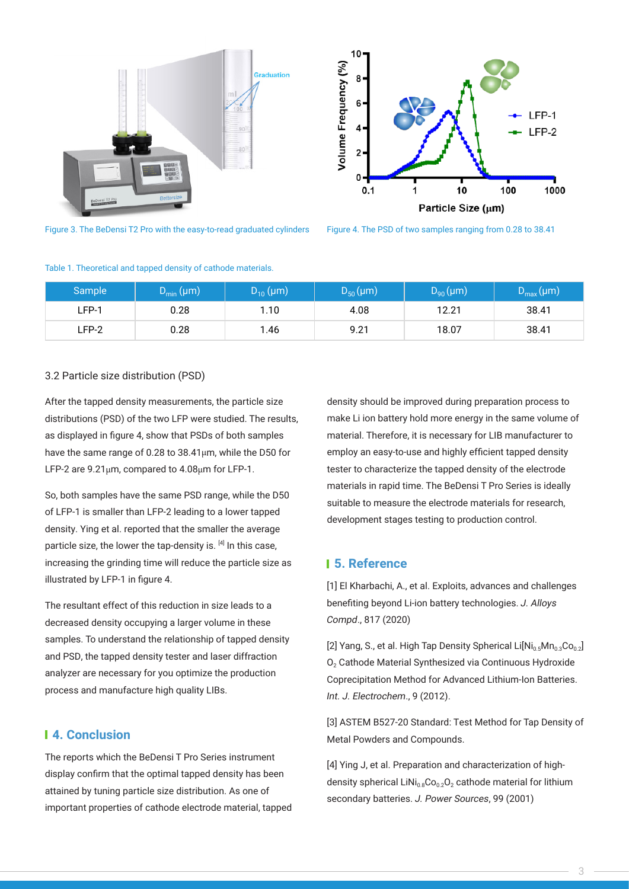Figure 3. The BeDensi T2 Pro with the easy-to-read graduated cylinders

Figure 4. The PSD of two samples ranging from 0.28 to 38.41

Table 1. Theoretical and tapped density of cathode materials.

| Sample | $D_{min}$ (μm) | $D_{10}$ (μm) | $D_{50}$ (μm) | $D_{90}$ (μm) | $D_{max}$ (μm) |
|---|---|---|---|---|---|
| LFP-1 | 0.28 | 1.10 | 4.08 | 12.21 | 38.41 |
| LFP-2 | 0.28 | 1.46 | 9.21 | 18.07 | 38.41 |

### 3.2 Particle size distribution (PSD)

After the tapped density measurements, the particle size distributions (PSD) of the two LFP were studied. The results, as displayed in figure 4, show that PSDs of both samples have the same range of 0.28 to 38.41μm, while the D50 for LFP-2 are 9.21μm, compared to 4.08μm for LFP-1.

So, both samples have the same PSD range, while the D50 of LFP-1 is smaller than LFP-2 leading to a lower tapped density. Ying et al. reported that the smaller the average particle size, the lower the tap-density is. [4] In this case, increasing the grinding time will reduce the particle size as illustrated by LFP-1 in figure 4.

The resultant effect of this reduction in size leads to a decreased density occupying a larger volume in these samples. To understand the relationship of tapped density and PSD, the tapped density tester and laser diffraction analyzer are necessary for you optimize the production process and manufacture high quality LIBs.

## 4. Conclusion

The reports which the BeDensi T Pro Series instrument display confirm that the optimal tapped density has been attained by tuning particle size distribution. As one of important properties of cathode electrode material, tapped density should be improved during preparation process to make Li ion battery hold more energy in the same volume of material. Therefore, it is necessary for LIB manufacturer to employ an easy-to-use and highly efficient tapped density tester to characterize the tapped density of the electrode materials in rapid time. The BeDensi T Pro Series is ideally suitable to measure the electrode materials for research, development stages testing to production control.

## 5. Reference

[1] El Kharbachi, A., et al. Exploits, advances and challenges benefiting beyond Li-ion battery technologies. *J. Alloys Compd*., 817 (2020)

[2] Yang, S., et al. High Tap Density Spherical $Li[Ni_{0.5}Mn_{0.3}Co_{0.2}]O_2$ Cathode Material Synthesized via Continuous Hydroxide Coprecipitation Method for Advanced Lithium-Ion Batteries. *Int. J. Electrochem*., 9 (2012).

[3] ASTEM B527-20 Standard: Test Method for Tap Density of Metal Powders and Compounds.

[4] Ying J, et al. Preparation and characterization of high-density spherical $LiNi_{0.8}Co_{0.2}O_2$ cathode material for lithium secondary batteries. *J. Power Sources*, 99 (2001)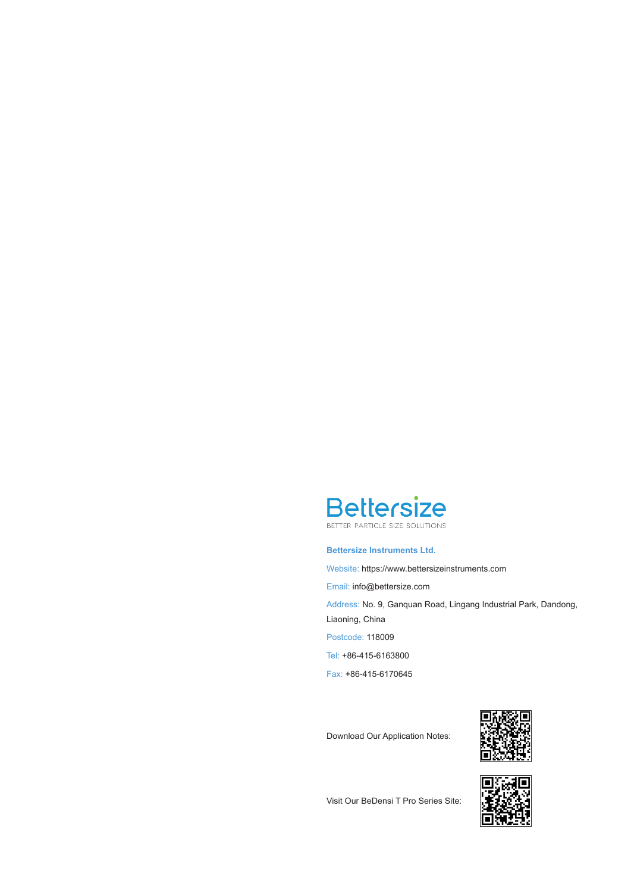Bettersize

BETTER PARTICLE SIZE SOLUTIONS

**Bettersize Instruments Ltd.**

Website: https://www.bettersizeinstruments.com

Email: info@bettersize.com

Address: No. 9, Ganquan Road, Lingang Industrial Park, Dandong, Liaoning, China

Postcode: 118009

Tel: +86-415-6163800

Fax: +86-415-6170645

Download Our Application Notes:

Visit Our BeDensi T Pro Series Site: